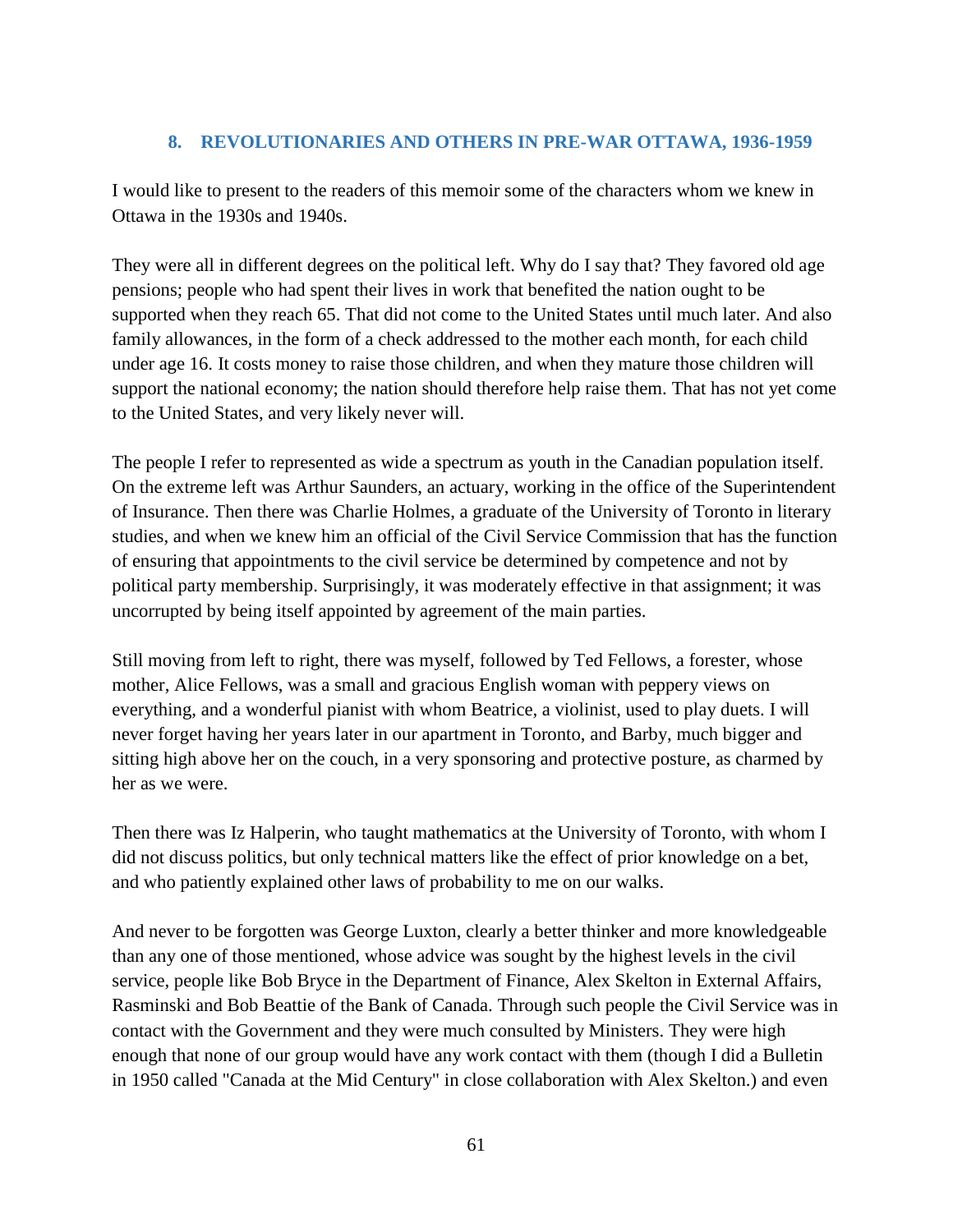## 8. REVOLUTIONARIES AND OTHERS IN PRE-WAR OTTAWA, 1936-1959

I would like to present to the readers of this memoir some of the characters whom we knew in Ottawa in the 1930s and 1940s.

They were all in different degrees on the political left. Why do I say that? They favored old age pensions; people who had spent their lives in work that benefited the nation ought to be supported when they reach 65. That did not come to the United States until much later. And also family allowances, in the form of a check addressed to the mother each month, for each child under age 16. It costs money to raise those children, and when they mature those children will support the national economy; the nation should therefore help raise them. That has not yet come to the United States, and very likely never will.

The people I refer to represented as wide a spectrum as youth in the Canadian population itself. On the extreme left was Arthur Saunders, an actuary, working in the office of the Superintendent of Insurance. Then there was Charlie Holmes, a graduate of the University of Toronto in literary studies, and when we knew him an official of the Civil Service Commission that has the function of ensuring that appointments to the civil service be determined by competence and not by political party membership. Surprisingly, it was moderately effective in that assignment; it was uncorrupted by being itself appointed by agreement of the main parties.

Still moving from left to right, there was myself, followed by Ted Fellows, a forester, whose mother, Alice Fellows, was a small and gracious English woman with peppery views on everything, and a wonderful pianist with whom Beatrice, a violinist, used to play duets. I will never forget having her years later in our apartment in Toronto, and Barby, much bigger and sitting high above her on the couch, in a very sponsoring and protective posture, as charmed by her as we were.

Then there was Iz Halperin, who taught mathematics at the University of Toronto, with whom I did not discuss politics, but only technical matters like the effect of prior knowledge on a bet, and who patiently explained other laws of probability to me on our walks.

And never to be forgotten was George Luxton, clearly a better thinker and more knowledgeable than any one of those mentioned, whose advice was sought by the highest levels in the civil service, people like Bob Bryce in the Department of Finance, Alex Skelton in External Affairs, Rasminski and Bob Beattie of the Bank of Canada. Through such people the Civil Service was in contact with the Government and they were much consulted by Ministers. They were high enough that none of our group would have any work contact with them (though I did a Bulletin in 1950 called "Canada at the Mid Century" in close collaboration with Alex Skelton.) and even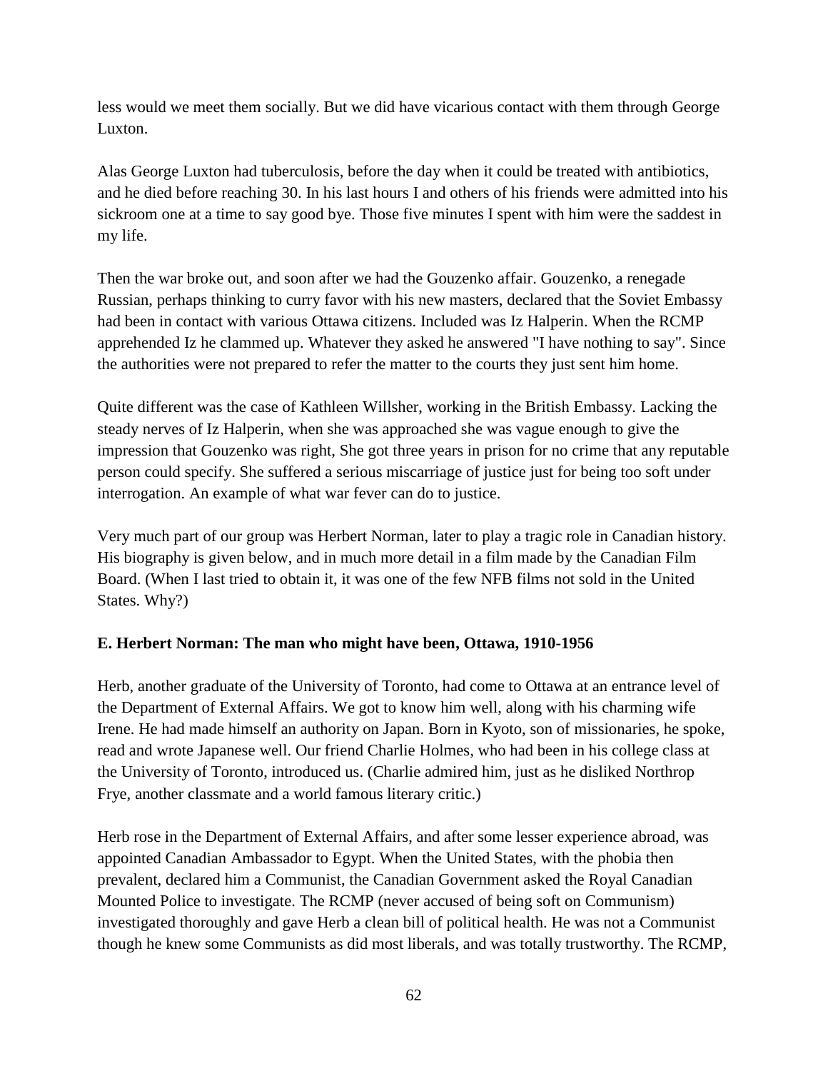less would we meet them socially. But we did have vicarious contact with them through George Luxton.

Alas George Luxton had tuberculosis, before the day when it could be treated with antibiotics, and he died before reaching 30. In his last hours I and others of his friends were admitted into his sickroom one at a time to say good bye. Those five minutes I spent with him were the saddest in my life.

Then the war broke out, and soon after we had the Gouzenko affair. Gouzenko, a renegade Russian, perhaps thinking to curry favor with his new masters, declared that the Soviet Embassy had been in contact with various Ottawa citizens. Included was Iz Halperin. When the RCMP apprehended Iz he clammed up. Whatever they asked he answered "I have nothing to say". Since the authorities were not prepared to refer the matter to the courts they just sent him home.

Quite different was the case of Kathleen Willsher, working in the British Embassy. Lacking the steady nerves of Iz Halperin, when she was approached she was vague enough to give the impression that Gouzenko was right, She got three years in prison for no crime that any reputable person could specify. She suffered a serious miscarriage of justice just for being too soft under interrogation. An example of what war fever can do to justice.

Very much part of our group was Herbert Norman, later to play a tragic role in Canadian history. His biography is given below, and in much more detail in a film made by the Canadian Film Board. (When I last tried to obtain it, it was one of the few NFB films not sold in the United States. Why?)

**E. Herbert Norman: The man who might have been, Ottawa, 1910-1956**

Herb, another graduate of the University of Toronto, had come to Ottawa at an entrance level of the Department of External Affairs. We got to know him well, along with his charming wife Irene. He had made himself an authority on Japan. Born in Kyoto, son of missionaries, he spoke, read and wrote Japanese well. Our friend Charlie Holmes, who had been in his college class at the University of Toronto, introduced us. (Charlie admired him, just as he disliked Northrop Frye, another classmate and a world famous literary critic.)

Herb rose in the Department of External Affairs, and after some lesser experience abroad, was appointed Canadian Ambassador to Egypt. When the United States, with the phobia then prevalent, declared him a Communist, the Canadian Government asked the Royal Canadian Mounted Police to investigate. The RCMP (never accused of being soft on Communism) investigated thoroughly and gave Herb a clean bill of political health. He was not a Communist though he knew some Communists as did most liberals, and was totally trustworthy. The RCMP,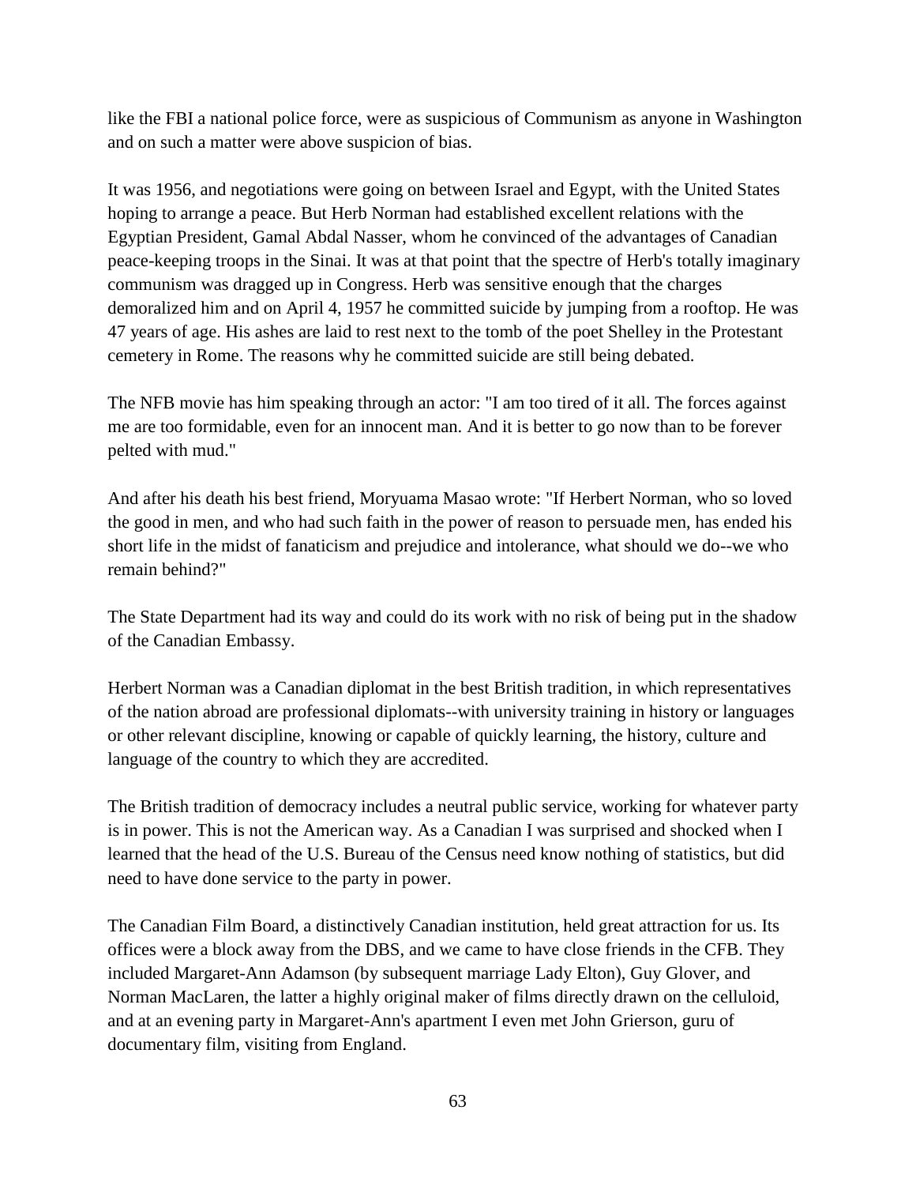like the FBI a national police force, were as suspicious of Communism as anyone in Washington and on such a matter were above suspicion of bias.

It was 1956, and negotiations were going on between Israel and Egypt, with the United States hoping to arrange a peace. But Herb Norman had established excellent relations with the Egyptian President, Gamal Abdal Nasser, whom he convinced of the advantages of Canadian peace-keeping troops in the Sinai. It was at that point that the spectre of Herb's totally imaginary communism was dragged up in Congress. Herb was sensitive enough that the charges demoralized him and on April 4, 1957 he committed suicide by jumping from a rooftop. He was 47 years of age. His ashes are laid to rest next to the tomb of the poet Shelley in the Protestant cemetery in Rome. The reasons why he committed suicide are still being debated.

The NFB movie has him speaking through an actor: "I am too tired of it all. The forces against me are too formidable, even for an innocent man. And it is better to go now than to be forever pelted with mud."

And after his death his best friend, Moryuama Masao wrote: "If Herbert Norman, who so loved the good in men, and who had such faith in the power of reason to persuade men, has ended his short life in the midst of fanaticism and prejudice and intolerance, what should we do--we who remain behind?"

The State Department had its way and could do its work with no risk of being put in the shadow of the Canadian Embassy.

Herbert Norman was a Canadian diplomat in the best British tradition, in which representatives of the nation abroad are professional diplomats--with university training in history or languages or other relevant discipline, knowing or capable of quickly learning, the history, culture and language of the country to which they are accredited.

The British tradition of democracy includes a neutral public service, working for whatever party is in power. This is not the American way. As a Canadian I was surprised and shocked when I learned that the head of the U.S. Bureau of the Census need know nothing of statistics, but did need to have done service to the party in power.

The Canadian Film Board, a distinctively Canadian institution, held great attraction for us. Its offices were a block away from the DBS, and we came to have close friends in the CFB. They included Margaret-Ann Adamson (by subsequent marriage Lady Elton), Guy Glover, and Norman MacLaren, the latter a highly original maker of films directly drawn on the celluloid, and at an evening party in Margaret-Ann's apartment I even met John Grierson, guru of documentary film, visiting from England.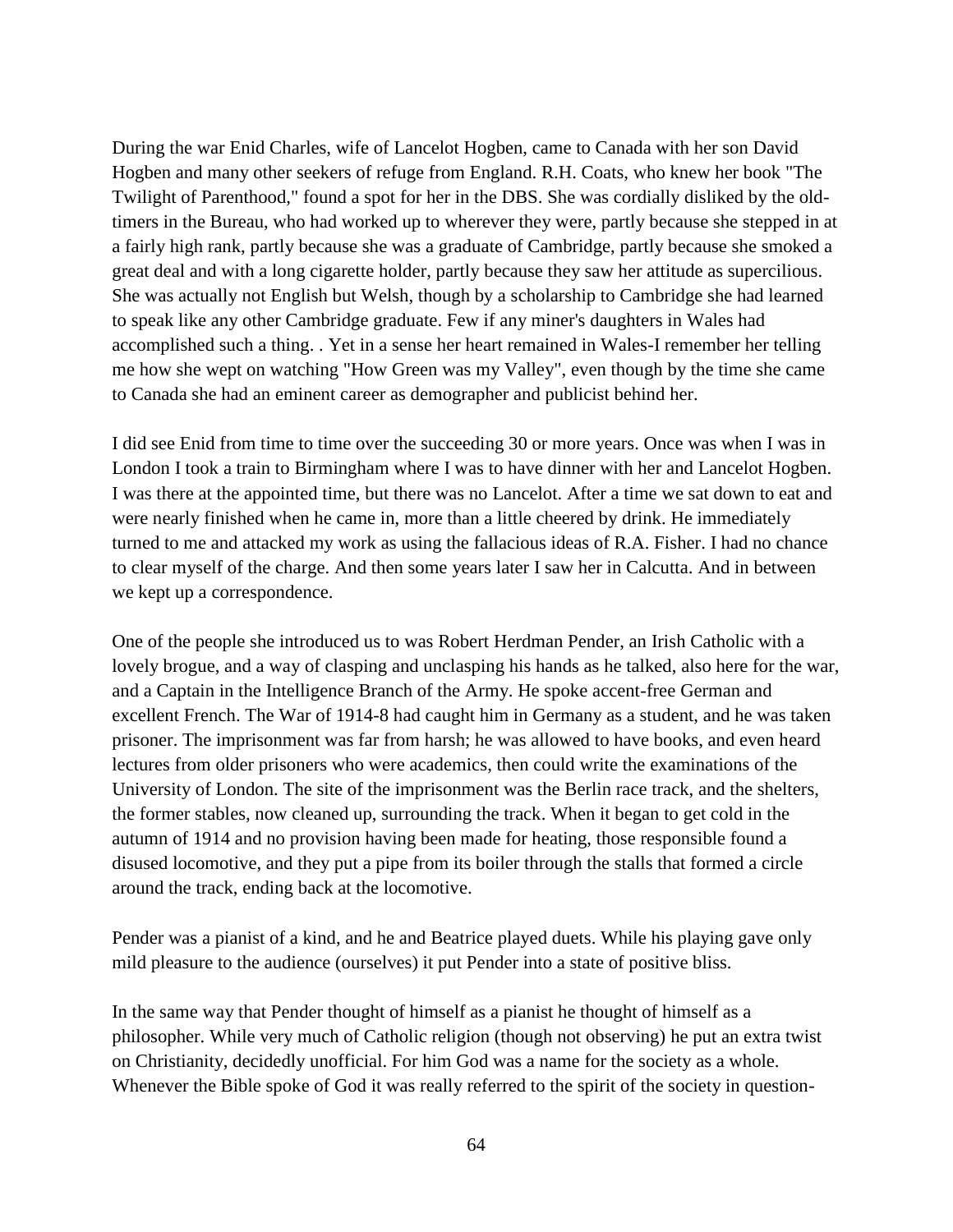During the war Enid Charles, wife of Lancelot Hogben, came to Canada with her son David Hogben and many other seekers of refuge from England. R.H. Coats, who knew her book "The Twilight of Parenthood," found a spot for her in the DBS. She was cordially disliked by the old-timers in the Bureau, who had worked up to wherever they were, partly because she stepped in at a fairly high rank, partly because she was a graduate of Cambridge, partly because she smoked a great deal and with a long cigarette holder, partly because they saw her attitude as supercilious. She was actually not English but Welsh, though by a scholarship to Cambridge she had learned to speak like any other Cambridge graduate. Few if any miner's daughters in Wales had accomplished such a thing. . Yet in a sense her heart remained in Wales-I remember her telling me how she wept on watching "How Green was my Valley", even though by the time she came to Canada she had an eminent career as demographer and publicist behind her.

I did see Enid from time to time over the succeeding 30 or more years. Once was when I was in London I took a train to Birmingham where I was to have dinner with her and Lancelot Hogben. I was there at the appointed time, but there was no Lancelot. After a time we sat down to eat and were nearly finished when he came in, more than a little cheered by drink. He immediately turned to me and attacked my work as using the fallacious ideas of R.A. Fisher. I had no chance to clear myself of the charge. And then some years later I saw her in Calcutta. And in between we kept up a correspondence.

One of the people she introduced us to was Robert Herdman Pender, an Irish Catholic with a lovely brogue, and a way of clasping and unclasping his hands as he talked, also here for the war, and a Captain in the Intelligence Branch of the Army. He spoke accent-free German and excellent French. The War of 1914-8 had caught him in Germany as a student, and he was taken prisoner. The imprisonment was far from harsh; he was allowed to have books, and even heard lectures from older prisoners who were academics, then could write the examinations of the University of London. The site of the imprisonment was the Berlin race track, and the shelters, the former stables, now cleaned up, surrounding the track. When it began to get cold in the autumn of 1914 and no provision having been made for heating, those responsible found a disused locomotive, and they put a pipe from its boiler through the stalls that formed a circle around the track, ending back at the locomotive.

Pender was a pianist of a kind, and he and Beatrice played duets. While his playing gave only mild pleasure to the audience (ourselves) it put Pender into a state of positive bliss.

In the same way that Pender thought of himself as a pianist he thought of himself as a philosopher. While very much of Catholic religion (though not observing) he put an extra twist on Christianity, decidedly unofficial. For him God was a name for the society as a whole. Whenever the Bible spoke of God it was really referred to the spirit of the society in question-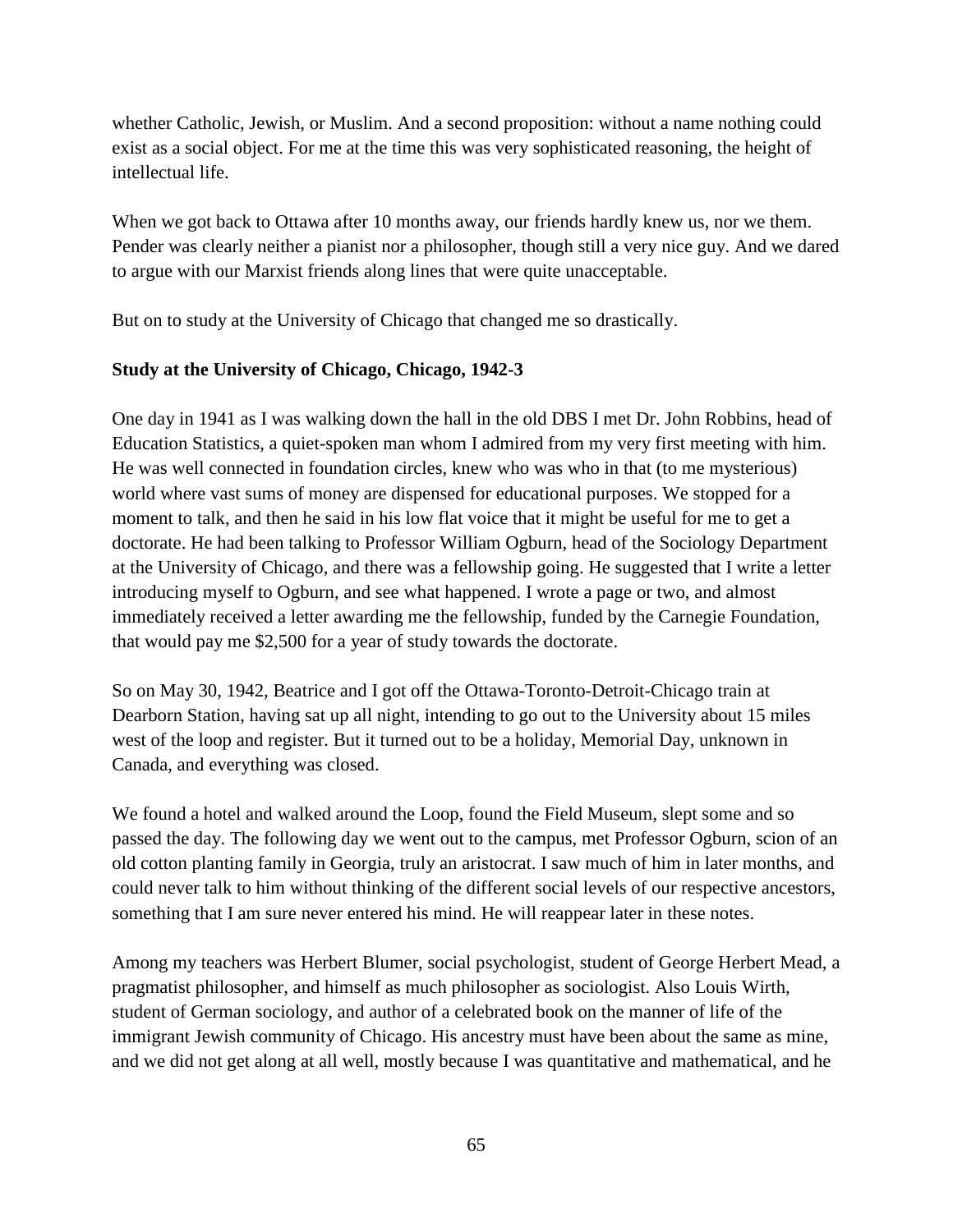whether Catholic, Jewish, or Muslim. And a second proposition: without a name nothing could exist as a social object. For me at the time this was very sophisticated reasoning, the height of intellectual life.

When we got back to Ottawa after 10 months away, our friends hardly knew us, nor we them. Pender was clearly neither a pianist nor a philosopher, though still a very nice guy. And we dared to argue with our Marxist friends along lines that were quite unacceptable.

But on to study at the University of Chicago that changed me so drastically.

**Study at the University of Chicago, Chicago, 1942-3**

One day in 1941 as I was walking down the hall in the old DBS I met Dr. John Robbins, head of Education Statistics, a quiet-spoken man whom I admired from my very first meeting with him. He was well connected in foundation circles, knew who was who in that (to me mysterious) world where vast sums of money are dispensed for educational purposes. We stopped for a moment to talk, and then he said in his low flat voice that it might be useful for me to get a doctorate. He had been talking to Professor William Ogburn, head of the Sociology Department at the University of Chicago, and there was a fellowship going. He suggested that I write a letter introducing myself to Ogburn, and see what happened. I wrote a page or two, and almost immediately received a letter awarding me the fellowship, funded by the Carnegie Foundation, that would pay me $2,500 for a year of study towards the doctorate.

So on May 30, 1942, Beatrice and I got off the Ottawa-Toronto-Detroit-Chicago train at Dearborn Station, having sat up all night, intending to go out to the University about 15 miles west of the loop and register. But it turned out to be a holiday, Memorial Day, unknown in Canada, and everything was closed.

We found a hotel and walked around the Loop, found the Field Museum, slept some and so passed the day. The following day we went out to the campus, met Professor Ogburn, scion of an old cotton planting family in Georgia, truly an aristocrat. I saw much of him in later months, and could never talk to him without thinking of the different social levels of our respective ancestors, something that I am sure never entered his mind. He will reappear later in these notes.

Among my teachers was Herbert Blumer, social psychologist, student of George Herbert Mead, a pragmatist philosopher, and himself as much philosopher as sociologist. Also Louis Wirth, student of German sociology, and author of a celebrated book on the manner of life of the immigrant Jewish community of Chicago. His ancestry must have been about the same as mine, and we did not get along at all well, mostly because I was quantitative and mathematical, and he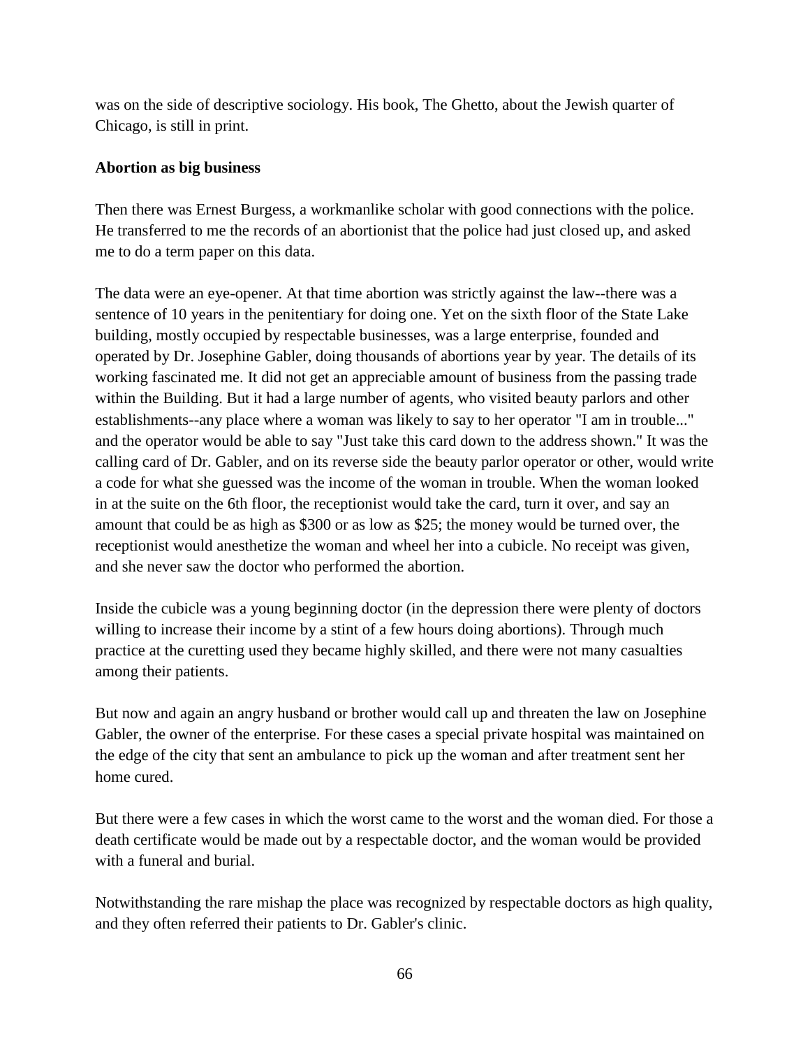was on the side of descriptive sociology. His book, The Ghetto, about the Jewish quarter of Chicago, is still in print.

**Abortion as big business**

Then there was Ernest Burgess, a workmanlike scholar with good connections with the police. He transferred to me the records of an abortionist that the police had just closed up, and asked me to do a term paper on this data.

The data were an eye-opener. At that time abortion was strictly against the law--there was a sentence of 10 years in the penitentiary for doing one. Yet on the sixth floor of the State Lake building, mostly occupied by respectable businesses, was a large enterprise, founded and operated by Dr. Josephine Gabler, doing thousands of abortions year by year. The details of its working fascinated me. It did not get an appreciable amount of business from the passing trade within the Building. But it had a large number of agents, who visited beauty parlors and other establishments--any place where a woman was likely to say to her operator "I am in trouble..." and the operator would be able to say "Just take this card down to the address shown." It was the calling card of Dr. Gabler, and on its reverse side the beauty parlor operator or other, would write a code for what she guessed was the income of the woman in trouble. When the woman looked in at the suite on the 6th floor, the receptionist would take the card, turn it over, and say an amount that could be as high as $300 or as low as $25; the money would be turned over, the receptionist would anesthetize the woman and wheel her into a cubicle. No receipt was given, and she never saw the doctor who performed the abortion.

Inside the cubicle was a young beginning doctor (in the depression there were plenty of doctors willing to increase their income by a stint of a few hours doing abortions). Through much practice at the curetting used they became highly skilled, and there were not many casualties among their patients.

But now and again an angry husband or brother would call up and threaten the law on Josephine Gabler, the owner of the enterprise. For these cases a special private hospital was maintained on the edge of the city that sent an ambulance to pick up the woman and after treatment sent her home cured.

But there were a few cases in which the worst came to the worst and the woman died. For those a death certificate would be made out by a respectable doctor, and the woman would be provided with a funeral and burial.

Notwithstanding the rare mishap the place was recognized by respectable doctors as high quality, and they often referred their patients to Dr. Gabler's clinic.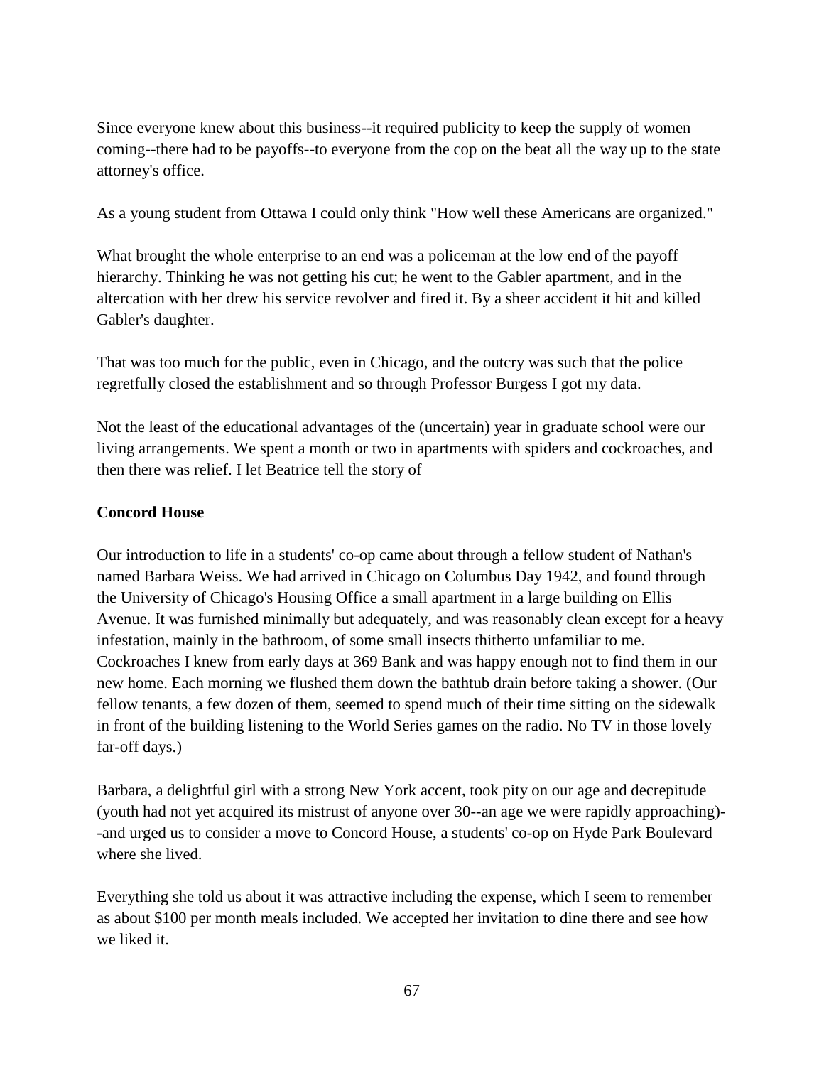Since everyone knew about this business--it required publicity to keep the supply of women coming--there had to be payoffs--to everyone from the cop on the beat all the way up to the state attorney's office.

As a young student from Ottawa I could only think "How well these Americans are organized."

What brought the whole enterprise to an end was a policeman at the low end of the payoff hierarchy. Thinking he was not getting his cut; he went to the Gabler apartment, and in the altercation with her drew his service revolver and fired it. By a sheer accident it hit and killed Gabler's daughter.

That was too much for the public, even in Chicago, and the outcry was such that the police regretfully closed the establishment and so through Professor Burgess I got my data.

Not the least of the educational advantages of the (uncertain) year in graduate school were our living arrangements. We spent a month or two in apartments with spiders and cockroaches, and then there was relief. I let Beatrice tell the story of

**Concord House**

Our introduction to life in a students' co-op came about through a fellow student of Nathan's named Barbara Weiss. We had arrived in Chicago on Columbus Day 1942, and found through the University of Chicago's Housing Office a small apartment in a large building on Ellis Avenue. It was furnished minimally but adequately, and was reasonably clean except for a heavy infestation, mainly in the bathroom, of some small insects thitherto unfamiliar to me. Cockroaches I knew from early days at 369 Bank and was happy enough not to find them in our new home. Each morning we flushed them down the bathtub drain before taking a shower. (Our fellow tenants, a few dozen of them, seemed to spend much of their time sitting on the sidewalk in front of the building listening to the World Series games on the radio. No TV in those lovely far-off days.)

Barbara, a delightful girl with a strong New York accent, took pity on our age and decrepitude (youth had not yet acquired its mistrust of anyone over 30--an age we were rapidly approaching)--and urged us to consider a move to Concord House, a students' co-op on Hyde Park Boulevard where she lived.

Everything she told us about it was attractive including the expense, which I seem to remember as about $100 per month meals included. We accepted her invitation to dine there and see how we liked it.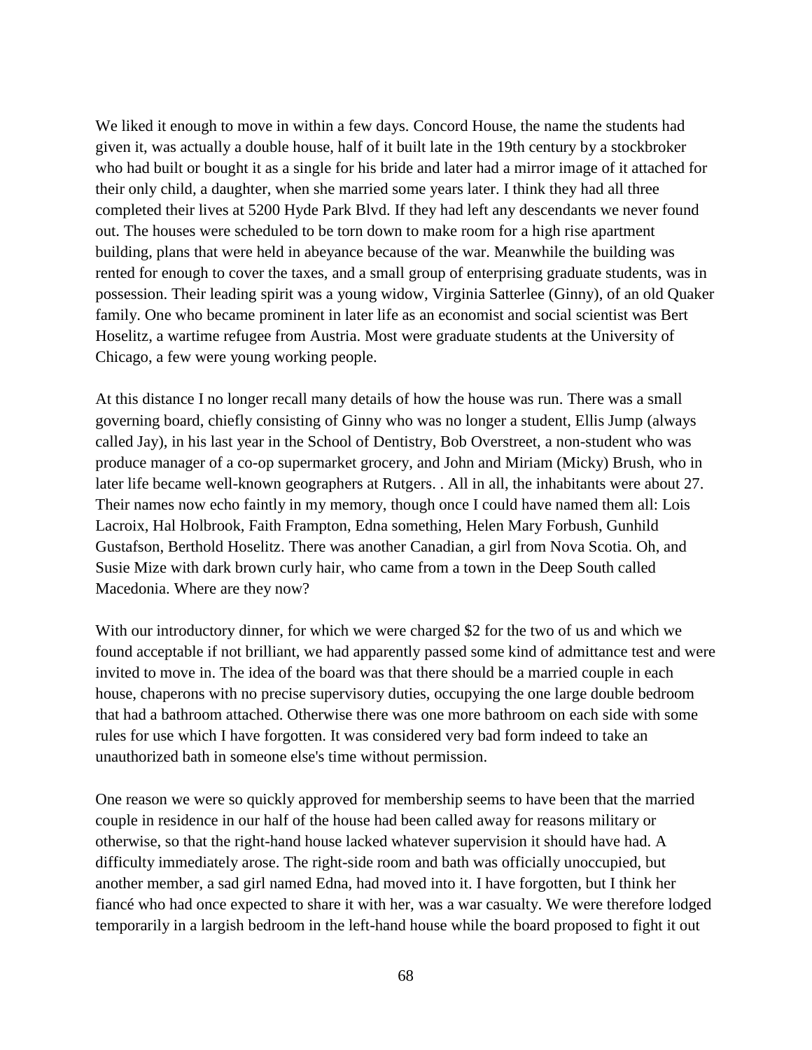We liked it enough to move in within a few days. Concord House, the name the students had given it, was actually a double house, half of it built late in the 19th century by a stockbroker who had built or bought it as a single for his bride and later had a mirror image of it attached for their only child, a daughter, when she married some years later. I think they had all three completed their lives at 5200 Hyde Park Blvd. If they had left any descendants we never found out. The houses were scheduled to be torn down to make room for a high rise apartment building, plans that were held in abeyance because of the war. Meanwhile the building was rented for enough to cover the taxes, and a small group of enterprising graduate students, was in possession. Their leading spirit was a young widow, Virginia Satterlee (Ginny), of an old Quaker family. One who became prominent in later life as an economist and social scientist was Bert Hoselitz, a wartime refugee from Austria. Most were graduate students at the University of Chicago, a few were young working people.

At this distance I no longer recall many details of how the house was run. There was a small governing board, chiefly consisting of Ginny who was no longer a student, Ellis Jump (always called Jay), in his last year in the School of Dentistry, Bob Overstreet, a non-student who was produce manager of a co-op supermarket grocery, and John and Miriam (Micky) Brush, who in later life became well-known geographers at Rutgers. . All in all, the inhabitants were about 27. Their names now echo faintly in my memory, though once I could have named them all: Lois Lacroix, Hal Holbrook, Faith Frampton, Edna something, Helen Mary Forbush, Gunhild Gustafson, Berthold Hoselitz. There was another Canadian, a girl from Nova Scotia. Oh, and Susie Mize with dark brown curly hair, who came from a town in the Deep South called Macedonia. Where are they now?

With our introductory dinner, for which we were charged $2 for the two of us and which we found acceptable if not brilliant, we had apparently passed some kind of admittance test and were invited to move in. The idea of the board was that there should be a married couple in each house, chaperons with no precise supervisory duties, occupying the one large double bedroom that had a bathroom attached. Otherwise there was one more bathroom on each side with some rules for use which I have forgotten. It was considered very bad form indeed to take an unauthorized bath in someone else's time without permission.

One reason we were so quickly approved for membership seems to have been that the married couple in residence in our half of the house had been called away for reasons military or otherwise, so that the right-hand house lacked whatever supervision it should have had. A difficulty immediately arose. The right-side room and bath was officially unoccupied, but another member, a sad girl named Edna, had moved into it. I have forgotten, but I think her fiancé who had once expected to share it with her, was a war casualty. We were therefore lodged temporarily in a largish bedroom in the left-hand house while the board proposed to fight it out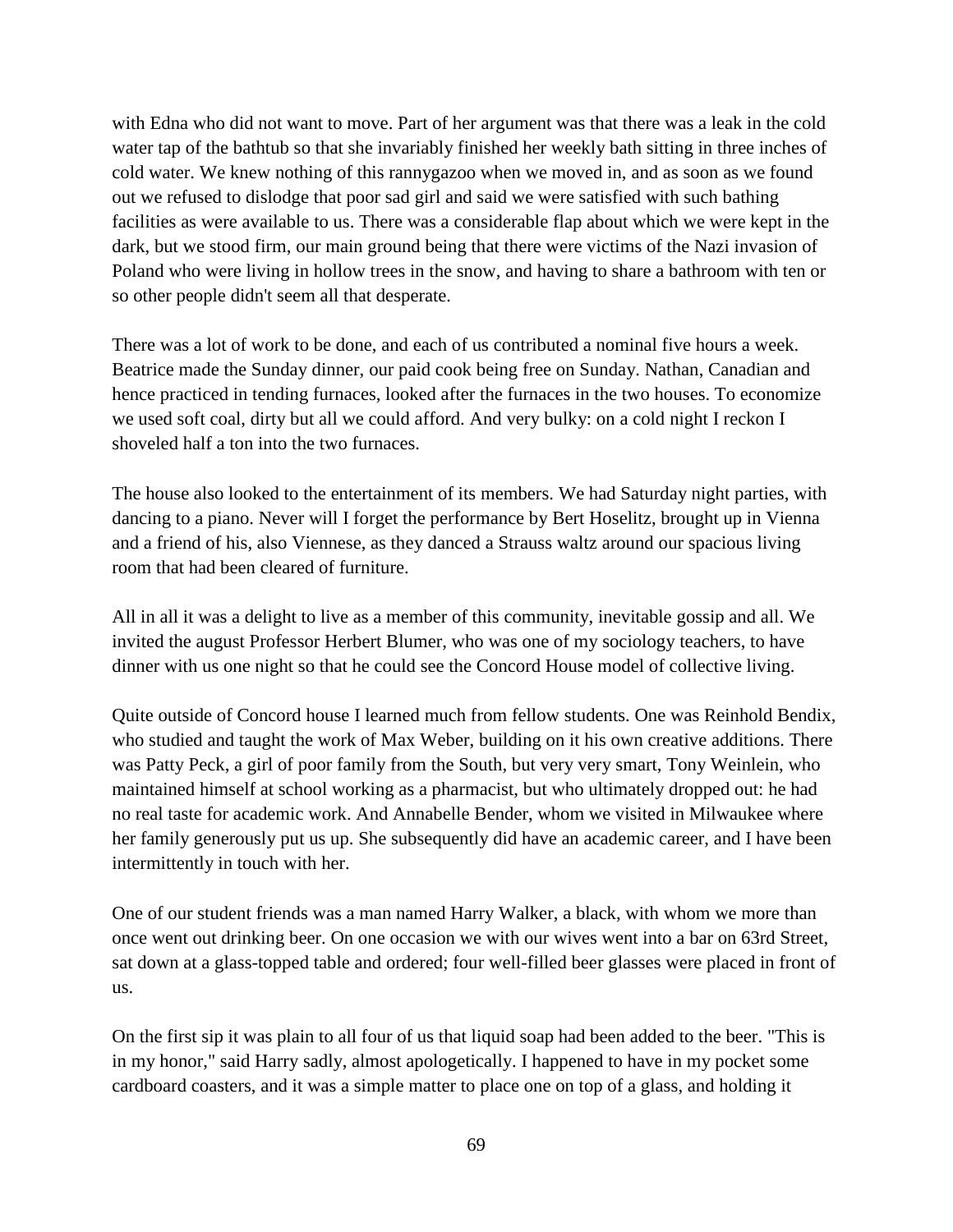with Edna who did not want to move. Part of her argument was that there was a leak in the cold water tap of the bathtub so that she invariably finished her weekly bath sitting in three inches of cold water. We knew nothing of this rannygazoo when we moved in, and as soon as we found out we refused to dislodge that poor sad girl and said we were satisfied with such bathing facilities as were available to us. There was a considerable flap about which we were kept in the dark, but we stood firm, our main ground being that there were victims of the Nazi invasion of Poland who were living in hollow trees in the snow, and having to share a bathroom with ten or so other people didn't seem all that desperate.

There was a lot of work to be done, and each of us contributed a nominal five hours a week. Beatrice made the Sunday dinner, our paid cook being free on Sunday. Nathan, Canadian and hence practiced in tending furnaces, looked after the furnaces in the two houses. To economize we used soft coal, dirty but all we could afford. And very bulky: on a cold night I reckon I shoveled half a ton into the two furnaces.

The house also looked to the entertainment of its members. We had Saturday night parties, with dancing to a piano. Never will I forget the performance by Bert Hoselitz, brought up in Vienna and a friend of his, also Viennese, as they danced a Strauss waltz around our spacious living room that had been cleared of furniture.

All in all it was a delight to live as a member of this community, inevitable gossip and all. We invited the august Professor Herbert Blumer, who was one of my sociology teachers, to have dinner with us one night so that he could see the Concord House model of collective living.

Quite outside of Concord house I learned much from fellow students. One was Reinhold Bendix, who studied and taught the work of Max Weber, building on it his own creative additions. There was Patty Peck, a girl of poor family from the South, but very very smart, Tony Weinlein, who maintained himself at school working as a pharmacist, but who ultimately dropped out: he had no real taste for academic work. And Annabelle Bender, whom we visited in Milwaukee where her family generously put us up. She subsequently did have an academic career, and I have been intermittently in touch with her.

One of our student friends was a man named Harry Walker, a black, with whom we more than once went out drinking beer. On one occasion we with our wives went into a bar on 63rd Street, sat down at a glass-topped table and ordered; four well-filled beer glasses were placed in front of us.

On the first sip it was plain to all four of us that liquid soap had been added to the beer. "This is in my honor," said Harry sadly, almost apologetically. I happened to have in my pocket some cardboard coasters, and it was a simple matter to place one on top of a glass, and holding it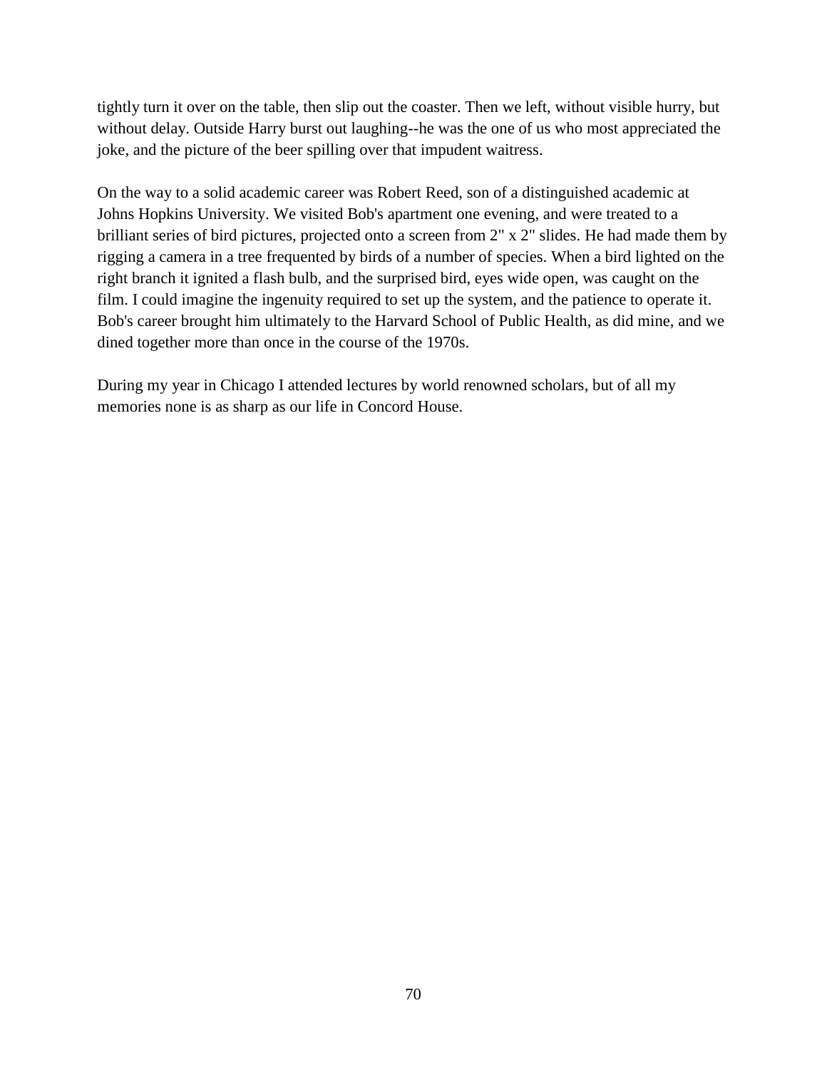tightly turn it over on the table, then slip out the coaster. Then we left, without visible hurry, but without delay. Outside Harry burst out laughing--he was the one of us who most appreciated the joke, and the picture of the beer spilling over that impudent waitress.

On the way to a solid academic career was Robert Reed, son of a distinguished academic at Johns Hopkins University. We visited Bob's apartment one evening, and were treated to a brilliant series of bird pictures, projected onto a screen from 2" x 2" slides. He had made them by rigging a camera in a tree frequented by birds of a number of species. When a bird lighted on the right branch it ignited a flash bulb, and the surprised bird, eyes wide open, was caught on the film. I could imagine the ingenuity required to set up the system, and the patience to operate it. Bob's career brought him ultimately to the Harvard School of Public Health, as did mine, and we dined together more than once in the course of the 1970s.

During my year in Chicago I attended lectures by world renowned scholars, but of all my memories none is as sharp as our life in Concord House.